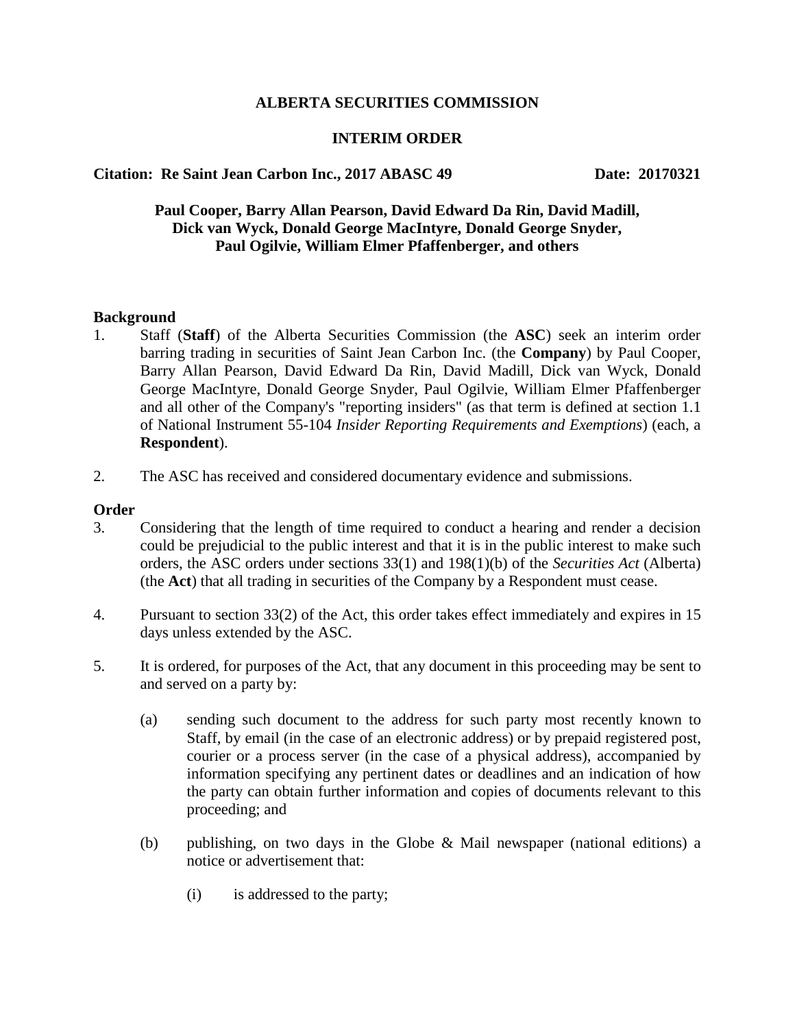# ALBERTA SECURITIES COMMISSION

## INTERIM ORDER

**Citation: Re Saint Jean Carbon Inc., 2017 ABASC 49** **Date: 20170321**

**Paul Cooper, Barry Allan Pearson, David Edward Da Rin, David Madill, Dick van Wyck, Donald George MacIntyre, Donald George Snyder, Paul Ogilvie, William Elmer Pfaffenberger, and others**

### Background

1. Staff (**Staff**) of the Alberta Securities Commission (the **ASC**) seek an interim order barring trading in securities of Saint Jean Carbon Inc. (the **Company**) by Paul Cooper, Barry Allan Pearson, David Edward Da Rin, David Madill, Dick van Wyck, Donald George MacIntyre, Donald George Snyder, Paul Ogilvie, William Elmer Pfaffenberger and all other of the Company's "reporting insiders" (as that term is defined at section 1.1 of National Instrument 55-104 *Insider Reporting Requirements and Exemptions*) (each, a **Respondent**).

2. The ASC has received and considered documentary evidence and submissions.

### Order

3. Considering that the length of time required to conduct a hearing and render a decision could be prejudicial to the public interest and that it is in the public interest to make such orders, the ASC orders under sections 33(1) and 198(1)(b) of the *Securities Act* (Alberta) (the **Act**) that all trading in securities of the Company by a Respondent must cease.

4. Pursuant to section 33(2) of the Act, this order takes effect immediately and expires in 15 days unless extended by the ASC.

5. It is ordered, for purposes of the Act, that any document in this proceeding may be sent to and served on a party by:

   (a) sending such document to the address for such party most recently known to Staff, by email (in the case of an electronic address) or by prepaid registered post, courier or a process server (in the case of a physical address), accompanied by information specifying any pertinent dates or deadlines and an indication of how the party can obtain further information and copies of documents relevant to this proceeding; and

   (b) publishing, on two days in the Globe & Mail newspaper (national editions) a notice or advertisement that:

      (i) is addressed to the party;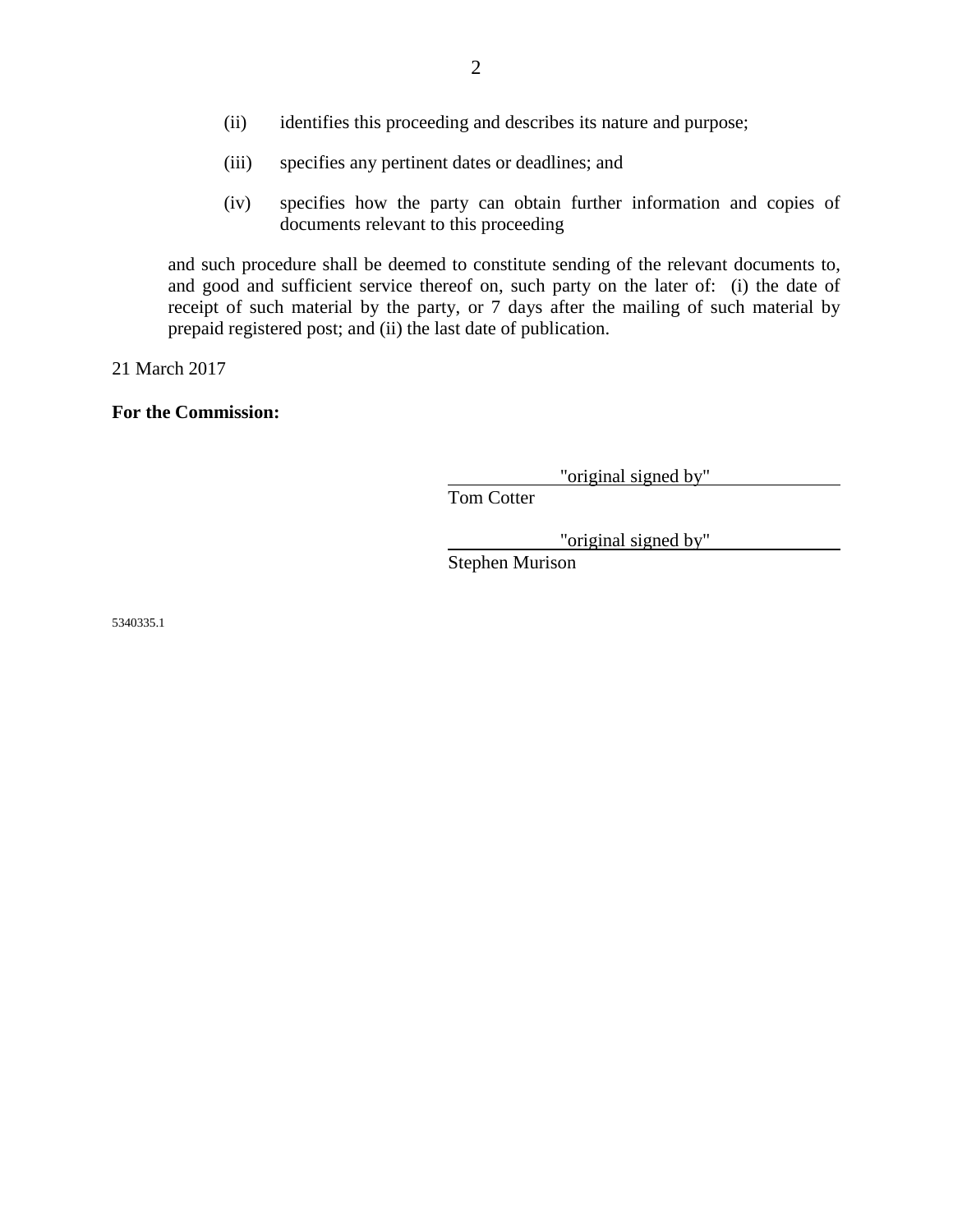(ii) identifies this proceeding and describes its nature and purpose;

(iii) specifies any pertinent dates or deadlines; and

(iv) specifies how the party can obtain further information and copies of documents relevant to this proceeding

and such procedure shall be deemed to constitute sending of the relevant documents to, and good and sufficient service thereof on, such party on the later of: (i) the date of receipt of such material by the party, or 7 days after the mailing of such material by prepaid registered post; and (ii) the last date of publication.

21 March 2017

**For the Commission:**

"original signed by"
Tom Cotter

"original signed by"
Stephen Murison

5340335.1